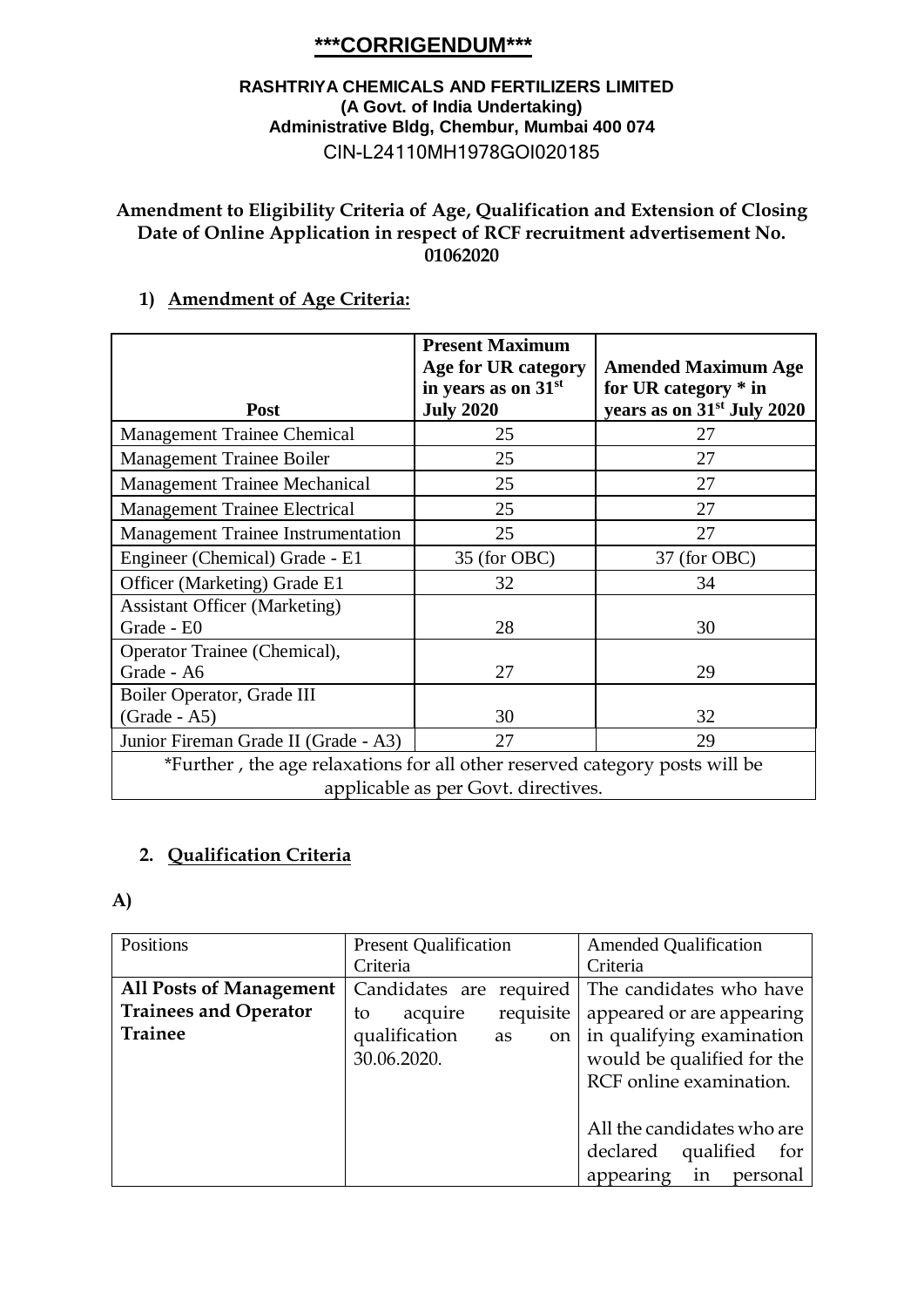# \*\*\*CORRIGENDUM\*\*\*

**RASHTRIYA CHEMICALS AND FERTILIZERS LIMITED**
**(A Govt. of India Undertaking)**
**Administrative Bldg, Chembur, Mumbai 400 074**
CIN-L24110MH1978GOI020185

**Amendment to Eligibility Criteria of Age, Qualification and Extension of Closing Date of Online Application in respect of RCF recruitment advertisement No. 01062020**

## 1) Amendment of Age Criteria:

| Post | Present Maximum Age for UR category in years as on 31st July 2020 | Amended Maximum Age for UR category * in years as on 31st July 2020 |
|---|---|---|
| Management Trainee Chemical | 25 | 27 |
| Management Trainee Boiler | 25 | 27 |
| Management Trainee Mechanical | 25 | 27 |
| Management Trainee Electrical | 25 | 27 |
| Management Trainee Instrumentation | 25 | 27 |
| Engineer (Chemical) Grade - E1 | 35 (for OBC) | 37 (for OBC) |
| Officer (Marketing) Grade E1 | 32 | 34 |
| Assistant Officer (Marketing) Grade - E0 | 28 | 30 |
| Operator Trainee (Chemical), Grade - A6 | 27 | 29 |
| Boiler Operator, Grade III (Grade - A5) | 30 | 32 |
| Junior Fireman Grade II (Grade - A3) | 27 | 29 |
| *Further , the age relaxations for all other reserved category posts will be applicable as per Govt. directives. | | |

## 2. Qualification Criteria

**A)**

| Positions | Present Qualification Criteria | Amended Qualification Criteria |
|---|---|---|
| **All Posts of Management Trainees and Operator Trainee** | Candidates are required to acquire requisite qualification as on 30.06.2020. | The candidates who have appeared or are appearing in qualifying examination would be qualified for the RCF online examination.<br><br>All the candidates who are declared qualified for appearing in personal |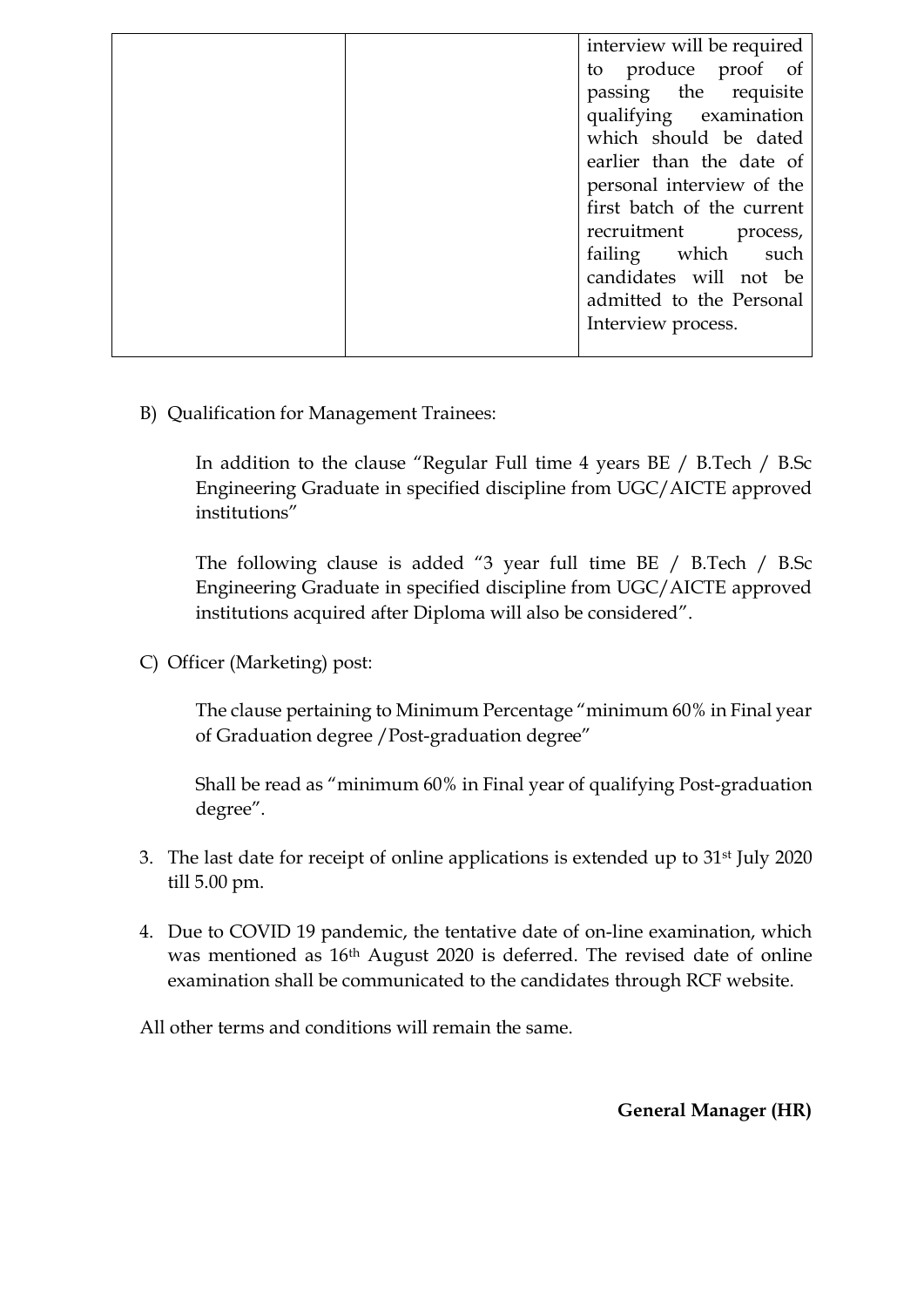| | | |
|---|---|---|
| | | interview will be required to produce proof of passing the requisite qualifying examination which should be dated earlier than the date of personal interview of the first batch of the current recruitment process, failing which such candidates will not be admitted to the Personal Interview process. |

B) Qualification for Management Trainees:

In addition to the clause "Regular Full time 4 years BE / B.Tech / B.Sc Engineering Graduate in specified discipline from UGC/AICTE approved institutions"

The following clause is added "3 year full time BE / B.Tech / B.Sc Engineering Graduate in specified discipline from UGC/AICTE approved institutions acquired after Diploma will also be considered".

C) Officer (Marketing) post:

The clause pertaining to Minimum Percentage "minimum 60% in Final year of Graduation degree /Post-graduation degree"

Shall be read as "minimum 60% in Final year of qualifying Post-graduation degree".

3. The last date for receipt of online applications is extended up to 31st July 2020 till 5.00 pm.

4. Due to COVID 19 pandemic, the tentative date of on-line examination, which was mentioned as 16th August 2020 is deferred. The revised date of online examination shall be communicated to the candidates through RCF website.

All other terms and conditions will remain the same.

**General Manager (HR)**